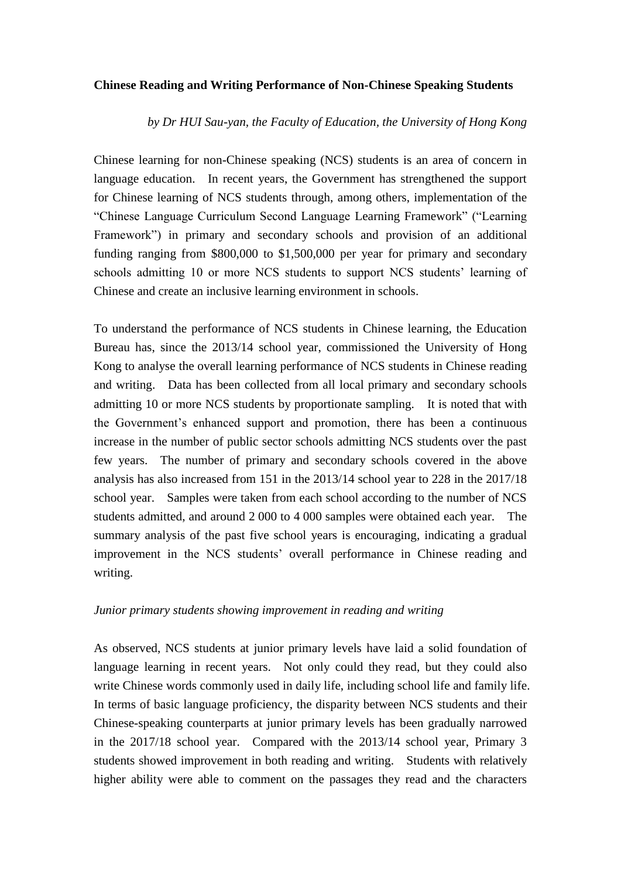**Chinese Reading and Writing Performance of Non-Chinese Speaking Students**

*by Dr HUI Sau-yan, the Faculty of Education, the University of Hong Kong*

Chinese learning for non-Chinese speaking (NCS) students is an area of concern in language education. In recent years, the Government has strengthened the support for Chinese learning of NCS students through, among others, implementation of the "Chinese Language Curriculum Second Language Learning Framework" ("Learning Framework") in primary and secondary schools and provision of an additional funding ranging from $800,000 to $1,500,000 per year for primary and secondary schools admitting 10 or more NCS students to support NCS students' learning of Chinese and create an inclusive learning environment in schools.

To understand the performance of NCS students in Chinese learning, the Education Bureau has, since the 2013/14 school year, commissioned the University of Hong Kong to analyse the overall learning performance of NCS students in Chinese reading and writing. Data has been collected from all local primary and secondary schools admitting 10 or more NCS students by proportionate sampling. It is noted that with the Government's enhanced support and promotion, there has been a continuous increase in the number of public sector schools admitting NCS students over the past few years. The number of primary and secondary schools covered in the above analysis has also increased from 151 in the 2013/14 school year to 228 in the 2017/18 school year. Samples were taken from each school according to the number of NCS students admitted, and around 2 000 to 4 000 samples were obtained each year. The summary analysis of the past five school years is encouraging, indicating a gradual improvement in the NCS students' overall performance in Chinese reading and writing.

*Junior primary students showing improvement in reading and writing*

As observed, NCS students at junior primary levels have laid a solid foundation of language learning in recent years. Not only could they read, but they could also write Chinese words commonly used in daily life, including school life and family life. In terms of basic language proficiency, the disparity between NCS students and their Chinese-speaking counterparts at junior primary levels has been gradually narrowed in the 2017/18 school year. Compared with the 2013/14 school year, Primary 3 students showed improvement in both reading and writing. Students with relatively higher ability were able to comment on the passages they read and the characters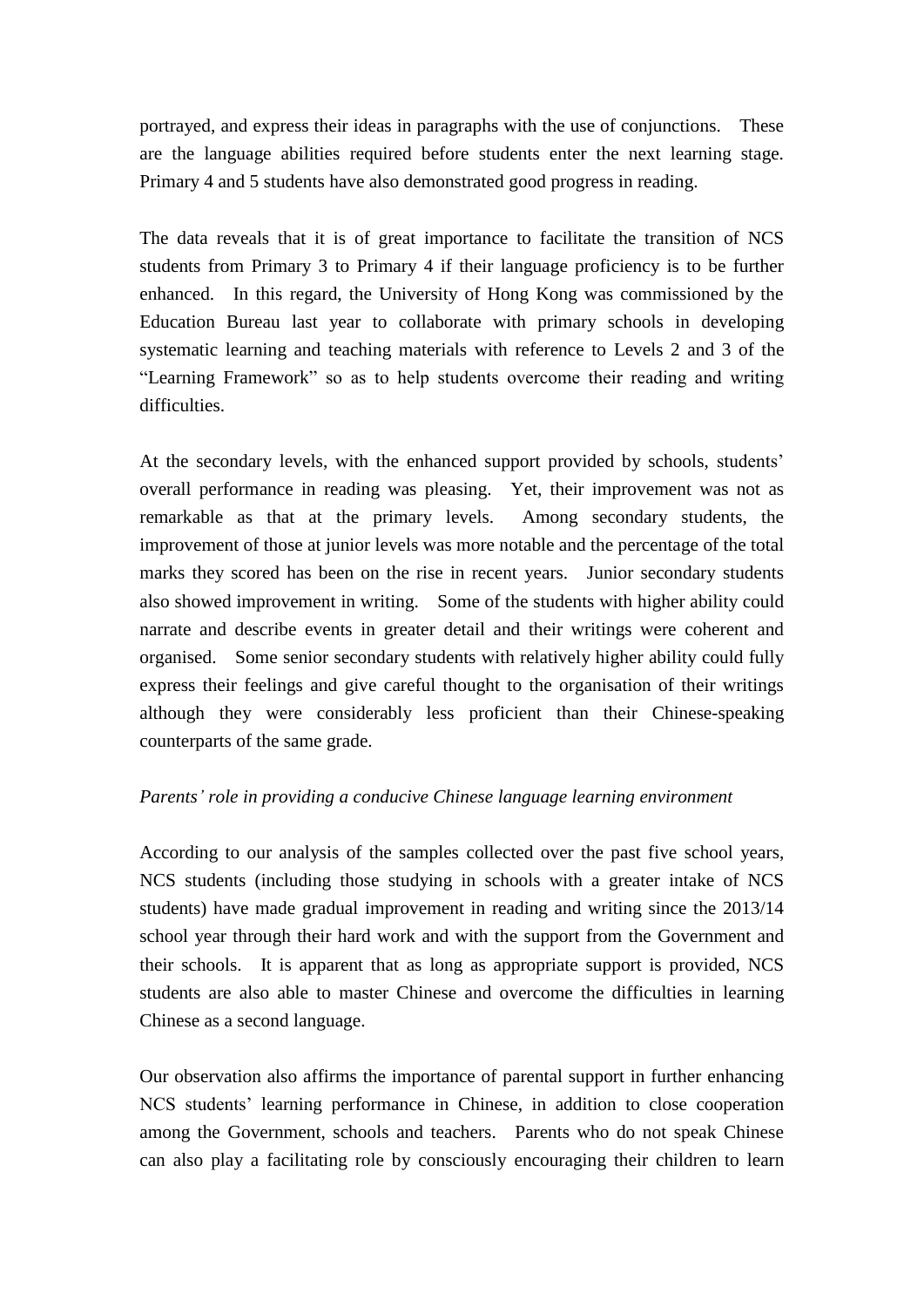portrayed, and express their ideas in paragraphs with the use of conjunctions. These are the language abilities required before students enter the next learning stage. Primary 4 and 5 students have also demonstrated good progress in reading.

The data reveals that it is of great importance to facilitate the transition of NCS students from Primary 3 to Primary 4 if their language proficiency is to be further enhanced. In this regard, the University of Hong Kong was commissioned by the Education Bureau last year to collaborate with primary schools in developing systematic learning and teaching materials with reference to Levels 2 and 3 of the "Learning Framework" so as to help students overcome their reading and writing difficulties.

At the secondary levels, with the enhanced support provided by schools, students' overall performance in reading was pleasing. Yet, their improvement was not as remarkable as that at the primary levels. Among secondary students, the improvement of those at junior levels was more notable and the percentage of the total marks they scored has been on the rise in recent years. Junior secondary students also showed improvement in writing. Some of the students with higher ability could narrate and describe events in greater detail and their writings were coherent and organised. Some senior secondary students with relatively higher ability could fully express their feelings and give careful thought to the organisation of their writings although they were considerably less proficient than their Chinese-speaking counterparts of the same grade.

*Parents' role in providing a conducive Chinese language learning environment*

According to our analysis of the samples collected over the past five school years, NCS students (including those studying in schools with a greater intake of NCS students) have made gradual improvement in reading and writing since the 2013/14 school year through their hard work and with the support from the Government and their schools. It is apparent that as long as appropriate support is provided, NCS students are also able to master Chinese and overcome the difficulties in learning Chinese as a second language.

Our observation also affirms the importance of parental support in further enhancing NCS students' learning performance in Chinese, in addition to close cooperation among the Government, schools and teachers. Parents who do not speak Chinese can also play a facilitating role by consciously encouraging their children to learn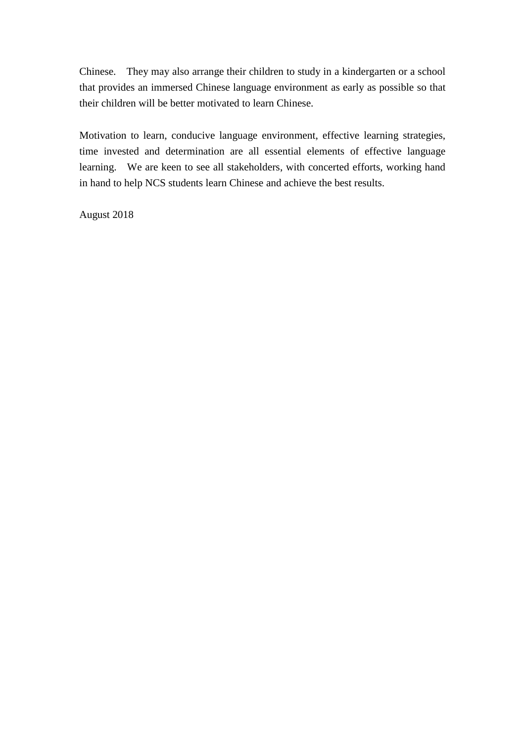Chinese. They may also arrange their children to study in a kindergarten or a school that provides an immersed Chinese language environment as early as possible so that their children will be better motivated to learn Chinese.

Motivation to learn, conducive language environment, effective learning strategies, time invested and determination are all essential elements of effective language learning. We are keen to see all stakeholders, with concerted efforts, working hand in hand to help NCS students learn Chinese and achieve the best results.

August 2018